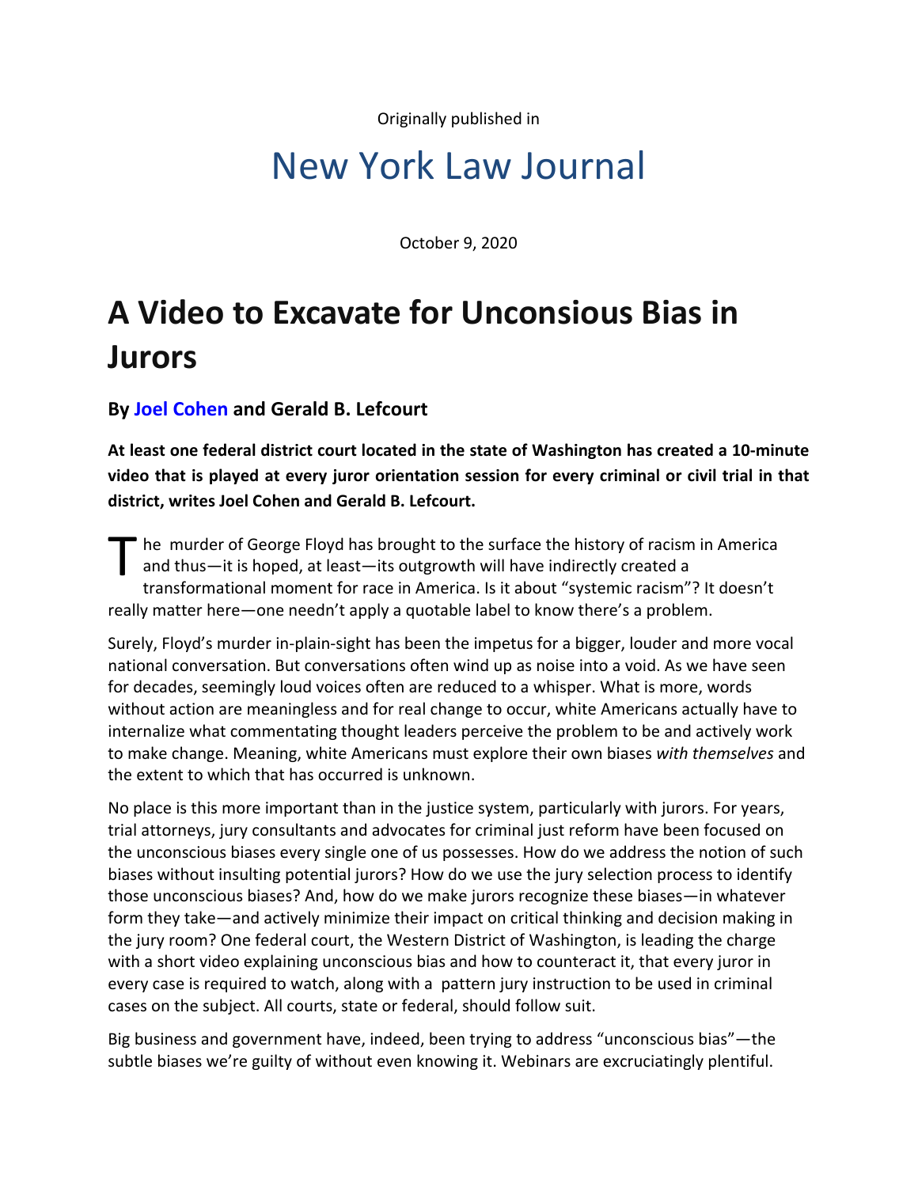Originally published in

# New York Law Journal

October 9, 2020

# A Video to Excavate for Unconsious Bias in Jurors

**By Joel Cohen and Gerald B. Lefcourt**

**At least one federal district court located in the state of Washington has created a 10-minute video that is played at every juror orientation session for every criminal or civil trial in that district, writes Joel Cohen and Gerald B. Lefcourt.**

The murder of George Floyd has brought to the surface the history of racism in America and thus—it is hoped, at least—its outgrowth will have indirectly created a transformational moment for race in America. Is it about "systemic racism"? It doesn't really matter here—one needn't apply a quotable label to know there's a problem.

Surely, Floyd's murder in-plain-sight has been the impetus for a bigger, louder and more vocal national conversation. But conversations often wind up as noise into a void. As we have seen for decades, seemingly loud voices often are reduced to a whisper. What is more, words without action are meaningless and for real change to occur, white Americans actually have to internalize what commentating thought leaders perceive the problem to be and actively work to make change. Meaning, white Americans must explore their own biases *with themselves* and the extent to which that has occurred is unknown.

No place is this more important than in the justice system, particularly with jurors. For years, trial attorneys, jury consultants and advocates for criminal just reform have been focused on the unconscious biases every single one of us possesses. How do we address the notion of such biases without insulting potential jurors? How do we use the jury selection process to identify those unconscious biases? And, how do we make jurors recognize these biases—in whatever form they take—and actively minimize their impact on critical thinking and decision making in the jury room? One federal court, the Western District of Washington, is leading the charge with a short video explaining unconscious bias and how to counteract it, that every juror in every case is required to watch, along with a pattern jury instruction to be used in criminal cases on the subject. All courts, state or federal, should follow suit.

Big business and government have, indeed, been trying to address "unconscious bias"—the subtle biases we're guilty of without even knowing it. Webinars are excruciatingly plentiful.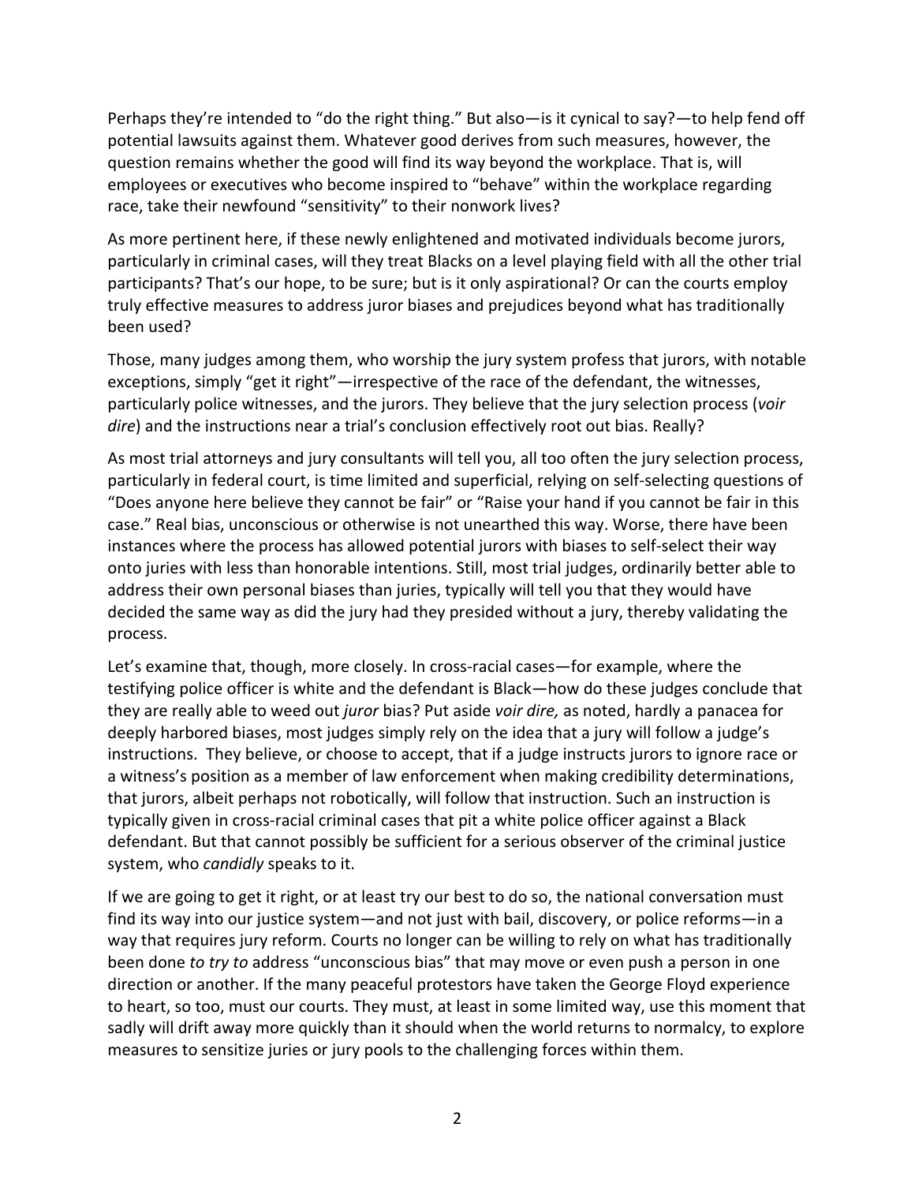Perhaps they're intended to "do the right thing." But also—is it cynical to say?—to help fend off potential lawsuits against them. Whatever good derives from such measures, however, the question remains whether the good will find its way beyond the workplace. That is, will employees or executives who become inspired to "behave" within the workplace regarding race, take their newfound "sensitivity" to their nonwork lives?

As more pertinent here, if these newly enlightened and motivated individuals become jurors, particularly in criminal cases, will they treat Blacks on a level playing field with all the other trial participants? That's our hope, to be sure; but is it only aspirational? Or can the courts employ truly effective measures to address juror biases and prejudices beyond what has traditionally been used?

Those, many judges among them, who worship the jury system profess that jurors, with notable exceptions, simply "get it right"—irrespective of the race of the defendant, the witnesses, particularly police witnesses, and the jurors. They believe that the jury selection process (*voir dire*) and the instructions near a trial's conclusion effectively root out bias. Really?

As most trial attorneys and jury consultants will tell you, all too often the jury selection process, particularly in federal court, is time limited and superficial, relying on self-selecting questions of "Does anyone here believe they cannot be fair" or "Raise your hand if you cannot be fair in this case." Real bias, unconscious or otherwise is not unearthed this way. Worse, there have been instances where the process has allowed potential jurors with biases to self-select their way onto juries with less than honorable intentions. Still, most trial judges, ordinarily better able to address their own personal biases than juries, typically will tell you that they would have decided the same way as did the jury had they presided without a jury, thereby validating the process.

Let's examine that, though, more closely. In cross-racial cases—for example, where the testifying police officer is white and the defendant is Black—how do these judges conclude that they are really able to weed out *juror* bias? Put aside *voir dire,* as noted, hardly a panacea for deeply harbored biases, most judges simply rely on the idea that a jury will follow a judge's instructions. They believe, or choose to accept, that if a judge instructs jurors to ignore race or a witness's position as a member of law enforcement when making credibility determinations, that jurors, albeit perhaps not robotically, will follow that instruction. Such an instruction is typically given in cross-racial criminal cases that pit a white police officer against a Black defendant. But that cannot possibly be sufficient for a serious observer of the criminal justice system, who *candidly* speaks to it.

If we are going to get it right, or at least try our best to do so, the national conversation must find its way into our justice system—and not just with bail, discovery, or police reforms—in a way that requires jury reform. Courts no longer can be willing to rely on what has traditionally been done *to try to* address "unconscious bias" that may move or even push a person in one direction or another. If the many peaceful protestors have taken the George Floyd experience to heart, so too, must our courts. They must, at least in some limited way, use this moment that sadly will drift away more quickly than it should when the world returns to normalcy, to explore measures to sensitize juries or jury pools to the challenging forces within them.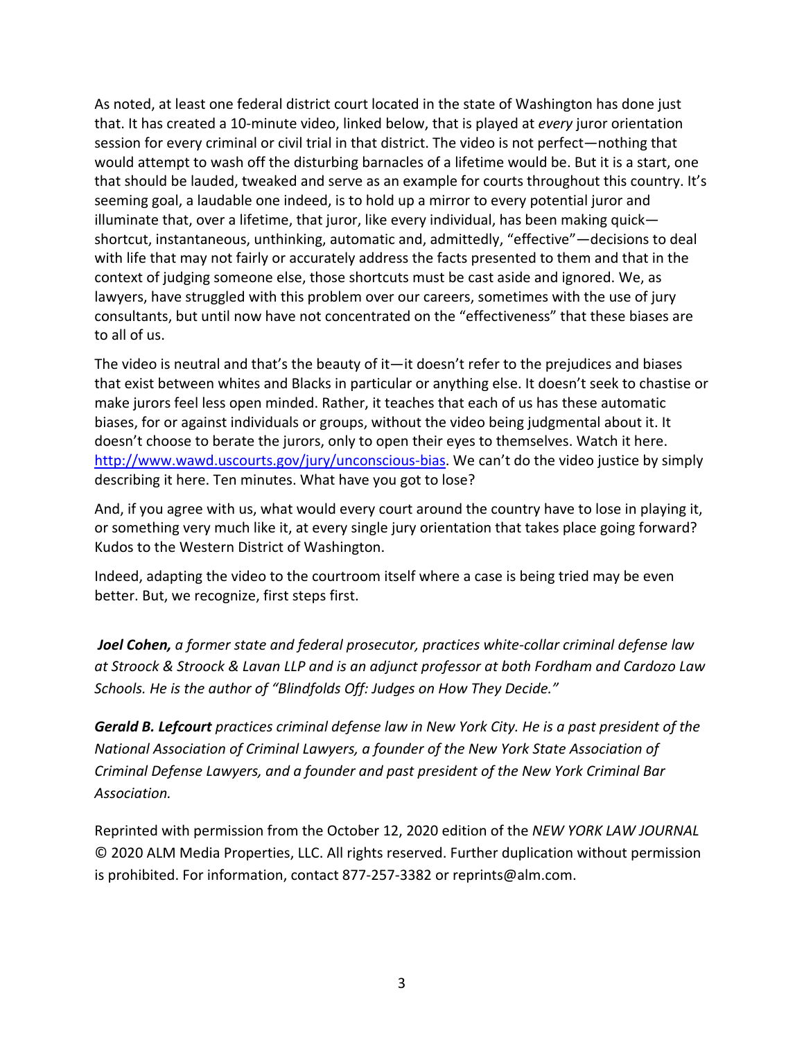As noted, at least one federal district court located in the state of Washington has done just that. It has created a 10-minute video, linked below, that is played at *every* juror orientation session for every criminal or civil trial in that district. The video is not perfect—nothing that would attempt to wash off the disturbing barnacles of a lifetime would be. But it is a start, one that should be lauded, tweaked and serve as an example for courts throughout this country. It's seeming goal, a laudable one indeed, is to hold up a mirror to every potential juror and illuminate that, over a lifetime, that juror, like every individual, has been making quick—shortcut, instantaneous, unthinking, automatic and, admittedly, "effective"—decisions to deal with life that may not fairly or accurately address the facts presented to them and that in the context of judging someone else, those shortcuts must be cast aside and ignored. We, as lawyers, have struggled with this problem over our careers, sometimes with the use of jury consultants, but until now have not concentrated on the "effectiveness" that these biases are to all of us.

The video is neutral and that's the beauty of it—it doesn't refer to the prejudices and biases that exist between whites and Blacks in particular or anything else. It doesn't seek to chastise or make jurors feel less open minded. Rather, it teaches that each of us has these automatic biases, for or against individuals or groups, without the video being judgmental about it. It doesn't choose to berate the jurors, only to open their eyes to themselves. Watch it here. [http://www.wawd.uscourts.gov/jury/unconscious-bias](http://www.wawd.uscourts.gov/jury/unconscious-bias). We can't do the video justice by simply describing it here. Ten minutes. What have you got to lose?

And, if you agree with us, what would every court around the country have to lose in playing it, or something very much like it, at every single jury orientation that takes place going forward? Kudos to the Western District of Washington.

Indeed, adapting the video to the courtroom itself where a case is being tried may be even better. But, we recognize, first steps first.

***Joel Cohen,*** *a former state and federal prosecutor, practices white-collar criminal defense law at Stroock & Stroock & Lavan LLP and is an adjunct professor at both Fordham and Cardozo Law Schools. He is the author of "Blindfolds Off: Judges on How They Decide."*

***Gerald B. Lefcourt*** *practices criminal defense law in New York City. He is a past president of the National Association of Criminal Lawyers, a founder of the New York State Association of Criminal Defense Lawyers, and a founder and past president of the New York Criminal Bar Association.*

Reprinted with permission from the October 12, 2020 edition of the *NEW YORK LAW JOURNAL* © 2020 ALM Media Properties, LLC. All rights reserved. Further duplication without permission is prohibited. For information, contact 877-257-3382 or reprints@alm.com.